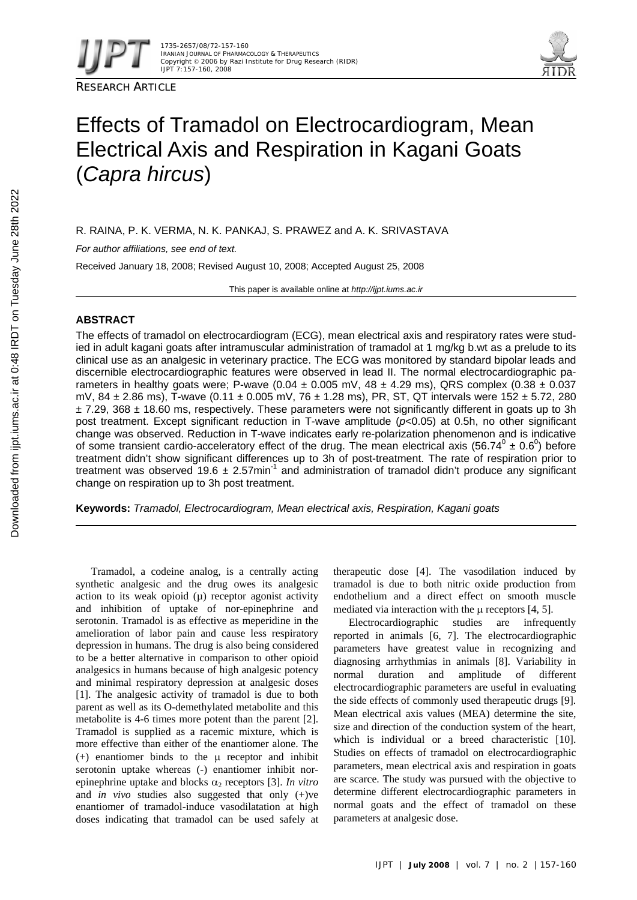RESEARCH ARTICLE

# Effects of Tramadol on Electrocardiogram, Mean Electrical Axis and Respiration in Kagani Goats (*Capra hircus*)

R. RAINA, P. K. VERMA, N. K. PANKAJ, S. PRAWEZ and A. K. SRIVASTAVA

*For author affiliations, see end of text.*

Received January 18, 2008; Revised August 10, 2008; Accepted August 25, 2008

This paper is available online at *http://ijpt.iums.ac.ir*

## ABSTRACT

The effects of tramadol on electrocardiogram (ECG), mean electrical axis and respiratory rates were studied in adult kagani goats after intramuscular administration of tramadol at 1 mg/kg b.wt as a prelude to its clinical use as an analgesic in veterinary practice. The ECG was monitored by standard bipolar leads and discernible electrocardiographic features were observed in lead II. The normal electrocardiographic parameters in healthy goats were; P-wave (0.04 ± 0.005 mV, 48 ± 4.29 ms), QRS complex (0.38 ± 0.037 mV, 84 ± 2.86 ms), T-wave (0.11 ± 0.005 mV, 76 ± 1.28 ms), PR, ST, QT intervals were 152 ± 5.72, 280 ± 7.29, 368 ± 18.60 ms, respectively. These parameters were not significantly different in goats up to 3h post treatment. Except significant reduction in T-wave amplitude ($p<0.05$) at 0.5h, no other significant change was observed. Reduction in T-wave indicates early re-polarization phenomenon and is indicative of some transient cardio-acceleratory effect of the drug. The mean electrical axis ($56.74^0 \pm 0.6^0$) before treatment didn't show significant differences up to 3h of post-treatment. The rate of respiration prior to treatment was observed $19.6 \pm 2.57 \text{min}^{-1}$ and administration of tramadol didn't produce any significant change on respiration up to 3h post treatment.

**Keywords:** *Tramadol, Electrocardiogram, Mean electrical axis, Respiration, Kagani goats*

Tramadol, a codeine analog, is a centrally acting synthetic analgesic and the drug owes its analgesic action to its weak opioid (μ) receptor agonist activity and inhibition of uptake of nor-epinephrine and serotonin. Tramadol is as effective as meperidine in the amelioration of labor pain and cause less respiratory depression in humans. The drug is also being considered to be a better alternative in comparison to other opioid analgesics in humans because of high analgesic potency and minimal respiratory depression at analgesic doses [1]. The analgesic activity of tramadol is due to both parent as well as its O-demethylated metabolite and this metabolite is 4-6 times more potent than the parent [2]. Tramadol is supplied as a racemic mixture, which is more effective than either of the enantiomer alone. The (+) enantiomer binds to the μ receptor and inhibit serotonin uptake whereas (-) enantiomer inhibit nor-epinephrine uptake and blocks $\alpha_2$ receptors [3]. *In vitro* and *in vivo* studies also suggested that only (+)ve enantiomer of tramadol-induce vasodilatation at high doses indicating that tramadol can be used safely at therapeutic dose [4]. The vasodilation induced by tramadol is due to both nitric oxide production from endothelium and a direct effect on smooth muscle mediated via interaction with the μ receptors [4, 5].

Electrocardiographic studies are infrequently reported in animals [6, 7]. The electrocardiographic parameters have greatest value in recognizing and diagnosing arrhythmias in animals [8]. Variability in normal duration and amplitude of different electrocardiographic parameters are useful in evaluating the side effects of commonly used therapeutic drugs [9]. Mean electrical axis values (MEA) determine the site, size and direction of the conduction system of the heart, which is individual or a breed characteristic [10]. Studies on effects of tramadol on electrocardiographic parameters, mean electrical axis and respiration in goats are scarce. The study was pursued with the objective to determine different electrocardiographic parameters in normal goats and the effect of tramadol on these parameters at analgesic dose.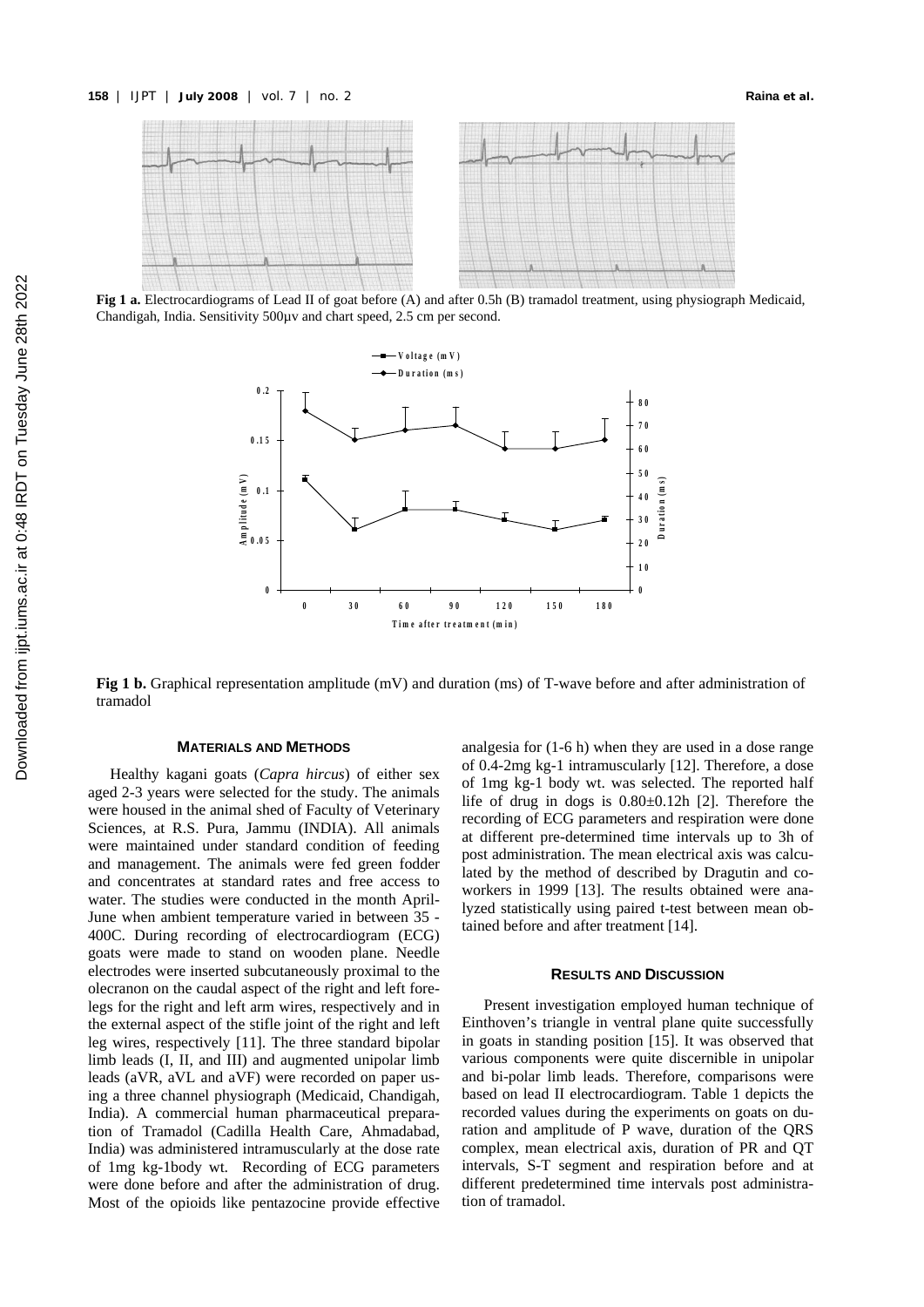**Fig 1 a.** Electrocardiograms of Lead II of goat before (A) and after 0.5h (B) tramadol treatment, using physiograph Medicaid, Chandigah, India. Sensitivity 500µv and chart speed, 2.5 cm per second.

**Fig 1 b.** Graphical representation amplitude (mV) and duration (ms) of T-wave before and after administration of tramadol

### MATERIALS AND METHODS

Healthy kagani goats (*Capra hircus*) of either sex aged 2-3 years were selected for the study. The animals were housed in the animal shed of Faculty of Veterinary Sciences, at R.S. Pura, Jammu (INDIA). All animals were maintained under standard condition of feeding and management. The animals were fed green fodder and concentrates at standard rates and free access to water. The studies were conducted in the month April-June when ambient temperature varied in between 35 - 400C. During recording of electrocardiogram (ECG) goats were made to stand on wooden plane. Needle electrodes were inserted subcutaneously proximal to the olecranon on the caudal aspect of the right and left forelegs for the right and left arm wires, respectively and in the external aspect of the stifle joint of the right and left leg wires, respectively [11]. The three standard bipolar limb leads (I, II, and III) and augmented unipolar limb leads (aVR, aVL and aVF) were recorded on paper using a three channel physiograph (Medicaid, Chandigah, India). A commercial human pharmaceutical preparation of Tramadol (Cadilla Health Care, Ahmadabad, India) was administered intramuscularly at the dose rate of 1mg kg-1body wt. Recording of ECG parameters were done before and after the administration of drug. Most of the opioids like pentazocine provide effective analgesia for (1-6 h) when they are used in a dose range of 0.4-2mg kg-1 intramuscularly [12]. Therefore, a dose of 1mg kg-1 body wt. was selected. The reported half life of drug in dogs is 0.80±0.12h [2]. Therefore the recording of ECG parameters and respiration were done at different pre-determined time intervals up to 3h of post administration. The mean electrical axis was calculated by the method of described by Dragutin and coworkers in 1999 [13]. The results obtained were analyzed statistically using paired t-test between mean obtained before and after treatment [14].

### RESULTS AND DISCUSSION

Present investigation employed human technique of Einthoven's triangle in ventral plane quite successfully in goats in standing position [15]. It was observed that various components were quite discernible in unipolar and bi-polar limb leads. Therefore, comparisons were based on lead II electrocardiogram. Table 1 depicts the recorded values during the experiments on goats on duration and amplitude of P wave, duration of the QRS complex, mean electrical axis, duration of PR and QT intervals, S-T segment and respiration before and at different predetermined time intervals post administration of tramadol.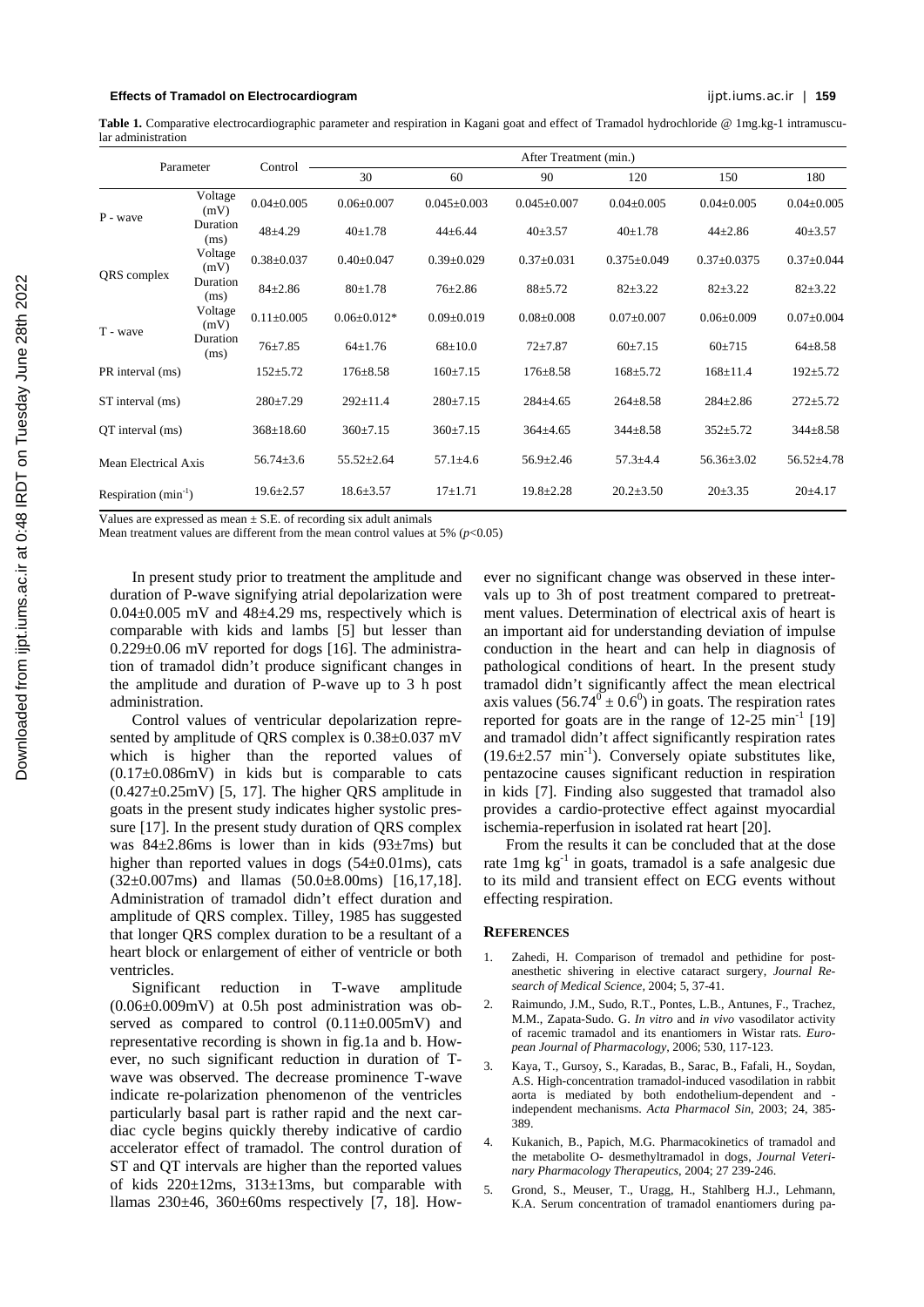**Table 1.** Comparative electrocardiographic parameter and respiration in Kagani goat and effect of Tramadol hydrochloride @ 1mg.kg-1 intramuscular administration

| Parameter | | Control | After Treatment (min.) | | | | | |
|---|---|---|---|---|---|---|---|---|
| | | | 30 | 60 | 90 | 120 | 150 | 180 |
| P - wave | Voltage (mV) | 0.04±0.005 | 0.06±0.007 | 0.045±0.003 | 0.045±0.007 | 0.04±0.005 | 0.04±0.005 | 0.04±0.005 |
| | Duration (ms) | 48±4.29 | 40±1.78 | 44±6.44 | 40±3.57 | 40±1.78 | 44±2.86 | 40±3.57 |
| QRS complex | Voltage (mV) | 0.38±0.037 | 0.40±0.047 | 0.39±0.029 | 0.37±0.031 | 0.375±0.049 | 0.37±0.0375 | 0.37±0.044 |
| | Duration (ms) | 84±2.86 | 80±1.78 | 76±2.86 | 88±5.72 | 82±3.22 | 82±3.22 | 82±3.22 |
| T - wave | Voltage (mV) | 0.11±0.005 | 0.06±0.012* | 0.09±0.019 | 0.08±0.008 | 0.07±0.007 | 0.06±0.009 | 0.07±0.004 |
| | Duration (ms) | 76±7.85 | 64±1.76 | 68±10.0 | 72±7.87 | 60±7.15 | 60±715 | 64±8.58 |
| PR interval (ms) | | 152±5.72 | 176±8.58 | 160±7.15 | 176±8.58 | 168±5.72 | 168±11.4 | 192±5.72 |
| ST interval (ms) | | 280±7.29 | 292±11.4 | 280±7.15 | 284±4.65 | 264±8.58 | 284±2.86 | 272±5.72 |
| QT interval (ms) | | 368±18.60 | 360±7.15 | 360±7.15 | 364±4.65 | 344±8.58 | 352±5.72 | 344±8.58 |
| Mean Electrical Axis | | 56.74±3.6 | 55.52±2.64 | 57.1±4.6 | 56.9±2.46 | 57.3±4.4 | 56.36±3.02 | 56.52±4.78 |
| Respiration ($min^{-1}$) | | 19.6±2.57 | 18.6±3.57 | 17±1.71 | 19.8±2.28 | 20.2±3.50 | 20±3.35 | 20±4.17 |

Values are expressed as mean ± S.E. of recording six adult animals

Mean treatment values are different from the mean control values at 5% ($p$<0.05)

In present study prior to treatment the amplitude and duration of P-wave signifying atrial depolarization were 0.04±0.005 mV and 48±4.29 ms, respectively which is comparable with kids and lambs [5] but lesser than 0.229±0.06 mV reported for dogs [16]. The administration of tramadol didn't produce significant changes in the amplitude and duration of P-wave up to 3 h post administration.

Control values of ventricular depolarization represented by amplitude of QRS complex is 0.38±0.037 mV which is higher than the reported values of (0.17±0.086mV) in kids but is comparable to cats (0.427±0.25mV) [5, 17]. The higher QRS amplitude in goats in the present study indicates higher systolic pressure [17]. In the present study duration of QRS complex was 84±2.86ms is lower than in kids (93±7ms) but higher than reported values in dogs (54±0.01ms), cats (32±0.007ms) and llamas (50.0±8.00ms) [16,17,18]. Administration of tramadol didn't effect duration and amplitude of QRS complex. Tilley, 1985 has suggested that longer QRS complex duration to be a resultant of a heart block or enlargement of either of ventricle or both ventricles.

Significant reduction in T-wave amplitude (0.06±0.009mV) at 0.5h post administration was observed as compared to control (0.11±0.005mV) and representative recording is shown in fig.1a and b. However, no such significant reduction in duration of T-wave was observed. The decrease prominence T-wave indicate re-polarization phenomenon of the ventricles particularly basal part is rather rapid and the next cardiac cycle begins quickly thereby indicative of cardio accelerator effect of tramadol. The control duration of ST and QT intervals are higher than the reported values of kids 220±12ms, 313±13ms, but comparable with llamas 230±46, 360±60ms respectively [7, 18]. However no significant change was observed in these intervals up to 3h of post treatment compared to pretreatment values. Determination of electrical axis of heart is an important aid for understanding deviation of impulse conduction in the heart and can help in diagnosis of pathological conditions of heart. In the present study tramadol didn't significantly affect the mean electrical axis values ($56.74^0 \pm 0.6^0$) in goats. The respiration rates reported for goats are in the range of 12-25 $min^{-1}$ [19] and tramadol didn't affect significantly respiration rates (19.6±2.57 $min^{-1}$). Conversely opiate substitutes like, pentazocine causes significant reduction in respiration in kids [7]. Finding also suggested that tramadol also provides a cardio-protective effect against myocardial ischemia-reperfusion in isolated rat heart [20].

From the results it can be concluded that at the dose rate 1mg $kg^{-1}$ in goats, tramadol is a safe analgesic due to its mild and transient effect on ECG events without effecting respiration.

## REFERENCES

1. Zahedi, H. Comparison of tremadol and pethidine for post-anesthetic shivering in elective cataract surgery, *Journal Research of Medical Science*, 2004; 5, 37-41.
2. Raimundo, J.M., Sudo, R.T., Pontes, L.B., Antunes, F., Trachez, M.M., Zapata-Sudo. G. *In vitro* and *in vivo* vasodilator activity of racemic tramadol and its enantiomers in Wistar rats. *European Journal of Pharmacology*, 2006; 530, 117-123.
3. Kaya, T., Gursoy, S., Karadas, B., Sarac, B., Fafali, H., Soydan, A.S. High-concentration tramadol-induced vasodilation in rabbit aorta is mediated by both endothelium-dependent and -independent mechanisms. *Acta Pharmacol Sin*, 2003; 24, 385-389.
4. Kukanich, B., Papich, M.G. Pharmacokinetics of tramadol and the metabolite O- desmethyltramadol in dogs, *Journal Veterinary Pharmacology Therapeutics*, 2004; 27 239-246.
5. Grond, S., Meuser, T., Uragg, H., Stahlberg H.J., Lehmann, K.A. Serum concentration of tramadol enantiomers during pa-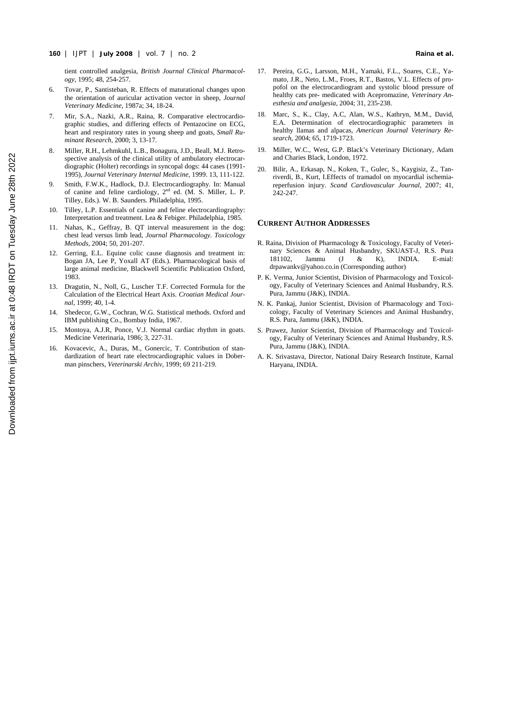tient controlled analgesia, *British Journal Clinical Pharmacology*, 1995; 48, 254-257.

6. Tovar, P., Santisteban, R. Effects of maturational changes upon the orientation of auricular activation vector in sheep, *Journal Veterinary Medicine*, 1987a; 34, 18-24.
7. Mir, S.A., Nazki, A.R., Raina, R. Comparative electrocardiographic studies, and differing effects of Pentazocine on ECG, heart and respiratory rates in young sheep and goats, *Small Ruminant Research*, 2000; 3, 13-17.
8. Miller, R.H., Lehmkuhl, L.B., Bonagura, J.D., Beall, M.J. Retrospective analysis of the clinical utility of ambulatory electrocardiographic (Holter) recordings in syncopal dogs: 44 cases (1991-1995), *Journal Veterinary Internal Medicine*, 1999. 13, 111-122.
9. Smith, F.W.K., Hadlock, D.J. Electrocardiography. In: Manual of canine and feline cardiology, 2nd ed. (M. S. Miller, L. P. Tilley, Eds.). W. B. Saunders. Philadelphia, 1995.
10. Tilley, L.P. Essentials of canine and feline electrocardiography: Interpretation and treatment. Lea & Febiger. Philadelphia, 1985.
11. Nahas, K., Geffray, B. QT interval measurement in the dog: chest lead versus limb lead, *Journal Pharmacology. Toxicology Methods*, 2004; 50, 201-207.
12. Gerring, E.L. Equine colic cause diagnosis and treatment in: Bogan JA, Lee P, Yoxall AT (Eds.). Pharmacological basis of large animal medicine, Blackwell Scientific Publication Oxford, 1983.
13. Dragutin, N., Noll, G., Luscher T.F. Corrected Formula for the Calculation of the Electrical Heart Axis. *Croatian Medical Journal*, 1999; 40, 1-4.
14. Shedecor, G.W., Cochran, W.G. Statistical methods. Oxford and IBM publishing Co., Bombay India, 1967.
15. Montoya, A.J.R, Ponce, V.J. Normal cardiac rhythm in goats. Medicine Veterinaria, 1986; 3, 227-31.
16. Kovacevic, A., Duras, M., Gonercic, T. Contribution of standardization of heart rate electrocardiographic values in Doberman pinschers, *Veterinarski Archiv*, 1999; 69 211-219.
17. Pereira, G.G., Larsson, M.H., Yamaki, F.L., Soares, C.E., Yamato, J.R., Neto, L.M., Froes, R.T., Bastos, V.L. Effects of propofol on the electrocardiogram and systolic blood pressure of healthy cats pre- medicated with Acepromazine, *Veterinary Anesthesia and analgesia*, 2004; 31, 235-238.
18. Marc, S., K., Clay, A.C, Alan, W.S., Kathryn, M.M., David, E.A. Determination of electrocardiographic parameters in healthy llamas and alpacas, *American Journal Veterinary Research*, 2004; 65, 1719-1723.
19. Miller, W.C., West, G.P. Black's Veterinary Dictionary, Adam and Charies Black, London, 1972.
20. Bilir, A., Erkasap, N., Koken, T., Gulec, S., Kaygisiz, Z., Tanriverdi, B., Kurt, I.Effects of tramadol on myocardial ischemia-reperfusion injury. *Scand Cardiovascular Journal*, 2007; 41, 242-247.

## CURRENT AUTHOR ADDRESSES

R. Raina, Division of Pharmacology & Toxicology, Faculty of Veterinary Sciences & Animal Husbandry, SKUAST-J, R.S. Pura 181102, Jammu (J & K), INDIA. E-mial: drpawankv@yahoo.co.in (Corresponding author)

P. K. Verma, Junior Scientist, Division of Pharmacology and Toxicology, Faculty of Veterinary Sciences and Animal Husbandry, R.S. Pura, Jammu (J&K), INDIA.

N. K. Pankaj, Junior Scientist, Division of Pharmacology and Toxicology, Faculty of Veterinary Sciences and Animal Husbandry, R.S. Pura, Jammu (J&K), INDIA.

S. Prawez, Junior Scientist, Division of Pharmacology and Toxicology, Faculty of Veterinary Sciences and Animal Husbandry, R.S. Pura, Jammu (J&K), INDIA.

A. K. Srivastava, Director, National Dairy Research Institute, Karnal Haryana, INDIA.